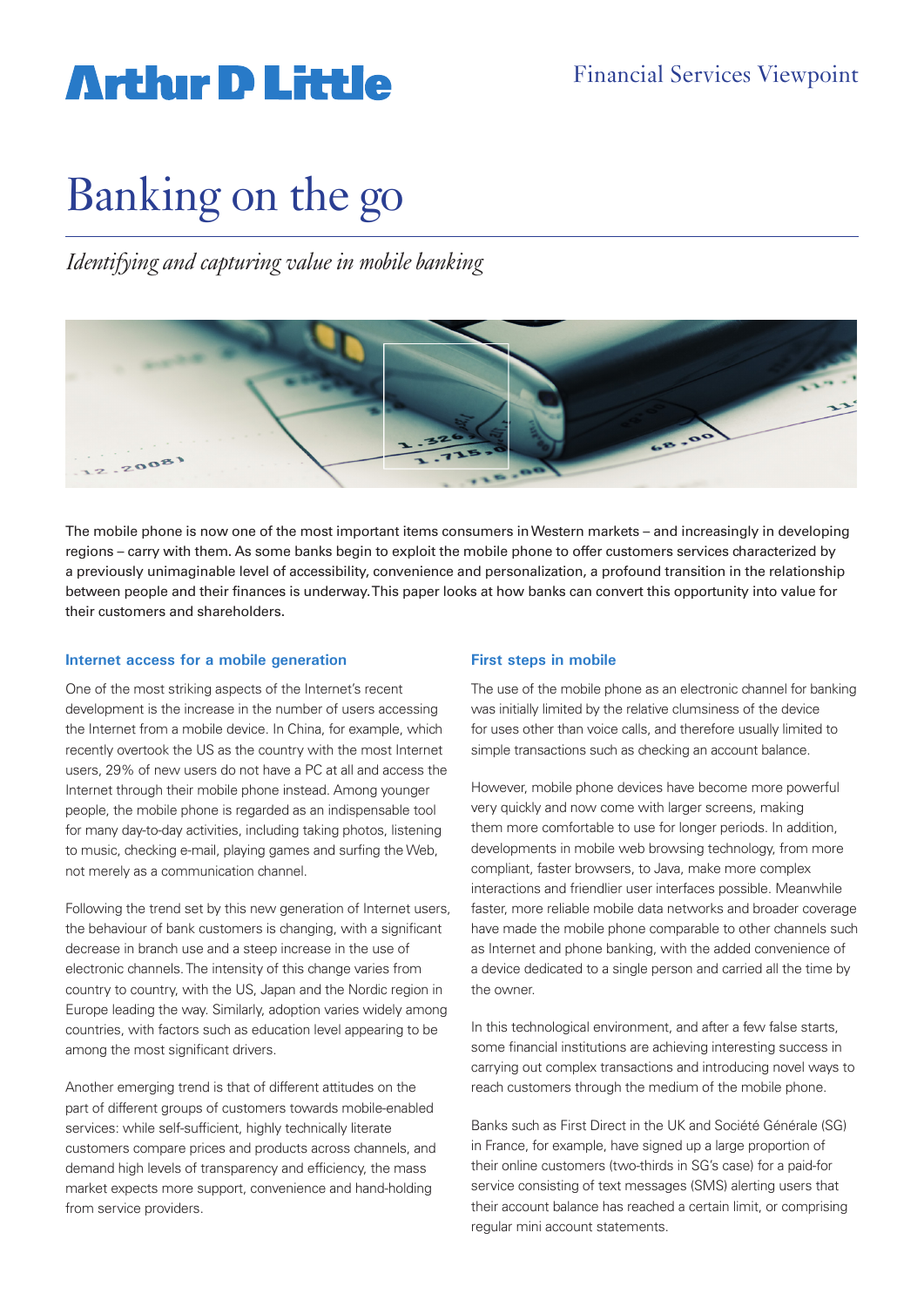Arthur D Little

Financial Services Viewpoint

# Banking on the go

*Identifying and capturing value in mobile banking*

The mobile phone is now one of the most important items consumers in Western markets – and increasingly in developing regions – carry with them. As some banks begin to exploit the mobile phone to offer customers services characterized by a previously unimaginable level of accessibility, convenience and personalization, a profound transition in the relationship between people and their finances is underway. This paper looks at how banks can convert this opportunity into value for their customers and shareholders.

## Internet access for a mobile generation

One of the most striking aspects of the Internet's recent development is the increase in the number of users accessing the Internet from a mobile device. In China, for example, which recently overtook the US as the country with the most Internet users, 29% of new users do not have a PC at all and access the Internet through their mobile phone instead. Among younger people, the mobile phone is regarded as an indispensable tool for many day-to-day activities, including taking photos, listening to music, checking e-mail, playing games and surfing the Web, not merely as a communication channel.

Following the trend set by this new generation of Internet users, the behaviour of bank customers is changing, with a significant decrease in branch use and a steep increase in the use of electronic channels. The intensity of this change varies from country to country, with the US, Japan and the Nordic region in Europe leading the way. Similarly, adoption varies widely among countries, with factors such as education level appearing to be among the most significant drivers.

Another emerging trend is that of different attitudes on the part of different groups of customers towards mobile-enabled services: while self-sufficient, highly technically literate customers compare prices and products across channels, and demand high levels of transparency and efficiency, the mass market expects more support, convenience and hand-holding from service providers.

## First steps in mobile

The use of the mobile phone as an electronic channel for banking was initially limited by the relative clumsiness of the device for uses other than voice calls, and therefore usually limited to simple transactions such as checking an account balance.

However, mobile phone devices have become more powerful very quickly and now come with larger screens, making them more comfortable to use for longer periods. In addition, developments in mobile web browsing technology, from more compliant, faster browsers, to Java, make more complex interactions and friendlier user interfaces possible. Meanwhile faster, more reliable mobile data networks and broader coverage have made the mobile phone comparable to other channels such as Internet and phone banking, with the added convenience of a device dedicated to a single person and carried all the time by the owner.

In this technological environment, and after a few false starts, some financial institutions are achieving interesting success in carrying out complex transactions and introducing novel ways to reach customers through the medium of the mobile phone.

Banks such as First Direct in the UK and Société Générale (SG) in France, for example, have signed up a large proportion of their online customers (two-thirds in SG's case) for a paid-for service consisting of text messages (SMS) alerting users that their account balance has reached a certain limit, or comprising regular mini account statements.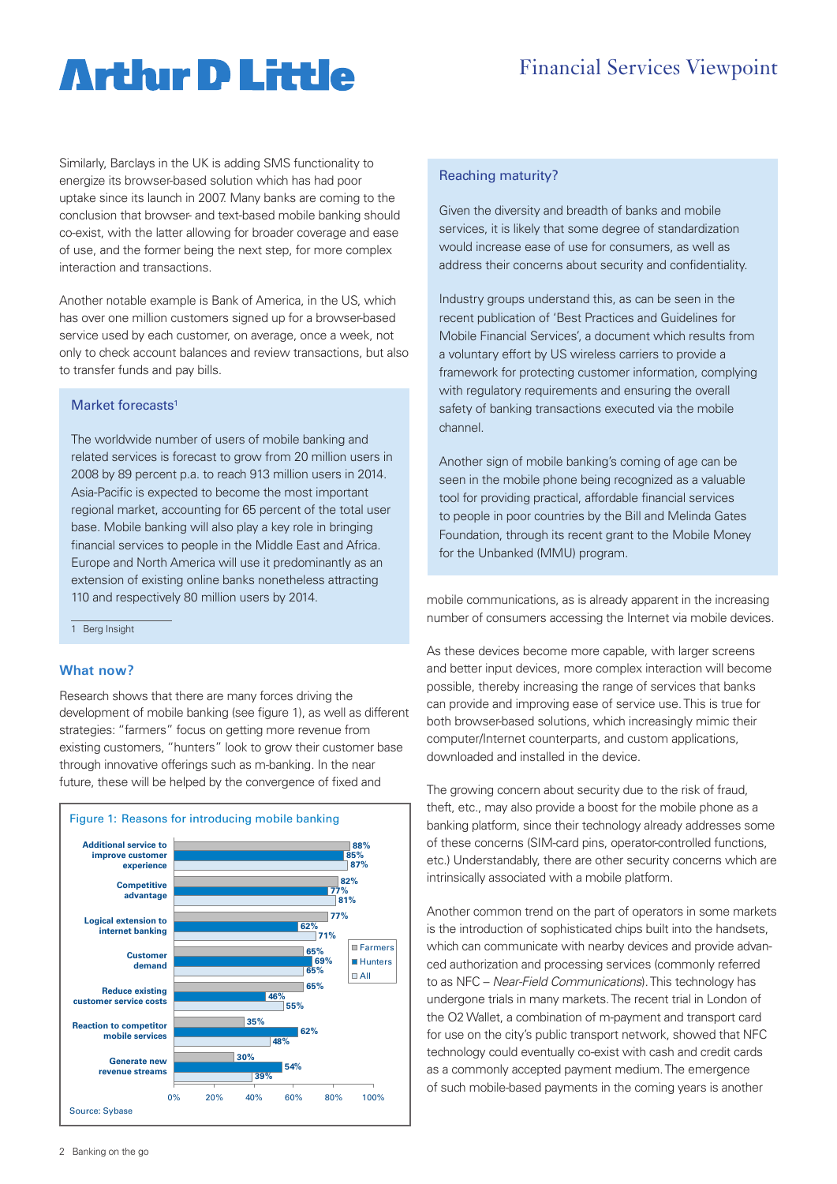Similarly, Barclays in the UK is adding SMS functionality to energize its browser-based solution which has had poor uptake since its launch in 2007. Many banks are coming to the conclusion that browser- and text-based mobile banking should co-exist, with the latter allowing for broader coverage and ease of use, and the former being the next step, for more complex interaction and transactions.

Another notable example is Bank of America, in the US, which has over one million customers signed up for a browser-based service used by each customer, on average, once a week, not only to check account balances and review transactions, but also to transfer funds and pay bills.

### Market forecasts[1]

The worldwide number of users of mobile banking and related services is forecast to grow from 20 million users in 2008 by 89 percent p.a. to reach 913 million users in 2014. Asia-Pacific is expected to become the most important regional market, accounting for 65 percent of the total user base. Mobile banking will also play a key role in bringing financial services to people in the Middle East and Africa. Europe and North America will use it predominantly as an extension of existing online banks nonetheless attracting 110 and respectively 80 million users by 2014.

1 Berg Insight

## What now?

Research shows that there are many forces driving the development of mobile banking (see figure 1), as well as different strategies: "farmers" focus on getting more revenue from existing customers, "hunters" look to grow their customer base through innovative offerings such as m-banking. In the near future, these will be helped by the convergence of fixed and mobile communications, as is already apparent in the increasing number of consumers accessing the Internet via mobile devices.

Figure 1: Reasons for introducing mobile banking

| | Farmers | Hunters | All |
|---|---|---|---|
| Additional service to improve customer experience | 88% | 85% | 87% |
| Competitive advantage | 82% | 77% | 81% |
| Logical extension to internet banking | 77% | 62% | 71% |
| Customer demand | 65% | 69% | 65% |
| Reduce existing customer service costs | 65% | 46% | 55% |
| Reaction to competitor mobile services | 35% | 62% | 48% |
| Generate new revenue streams | 30% | 54% | 39% |

Source: Sybase

### Reaching maturity?

Given the diversity and breadth of banks and mobile services, it is likely that some degree of standardization would increase ease of use for consumers, as well as address their concerns about security and confidentiality.

Industry groups understand this, as can be seen in the recent publication of 'Best Practices and Guidelines for Mobile Financial Services', a document which results from a voluntary effort by US wireless carriers to provide a framework for protecting customer information, complying with regulatory requirements and ensuring the overall safety of banking transactions executed via the mobile channel.

Another sign of mobile banking's coming of age can be seen in the mobile phone being recognized as a valuable tool for providing practical, affordable financial services to people in poor countries by the Bill and Melinda Gates Foundation, through its recent grant to the Mobile Money for the Unbanked (MMU) program.

As these devices become more capable, with larger screens and better input devices, more complex interaction will become possible, thereby increasing the range of services that banks can provide and improving ease of service use. This is true for both browser-based solutions, which increasingly mimic their computer/Internet counterparts, and custom applications, downloaded and installed in the device.

The growing concern about security due to the risk of fraud, theft, etc., may also provide a boost for the mobile phone as a banking platform, since their technology already addresses some of these concerns (SIM-card pins, operator-controlled functions, etc.) Understandably, there are other security concerns which are intrinsically associated with a mobile platform.

Another common trend on the part of operators in some markets is the introduction of sophisticated chips built into the handsets, which can communicate with nearby devices and provide advanced authorization and processing services (commonly referred to as NFC – *Near-Field Communications*). This technology has undergone trials in many markets. The recent trial in London of the O2 Wallet, a combination of m-payment and transport card for use on the city's public transport network, showed that NFC technology could eventually co-exist with cash and credit cards as a commonly accepted payment medium. The emergence of such mobile-based payments in the coming years is another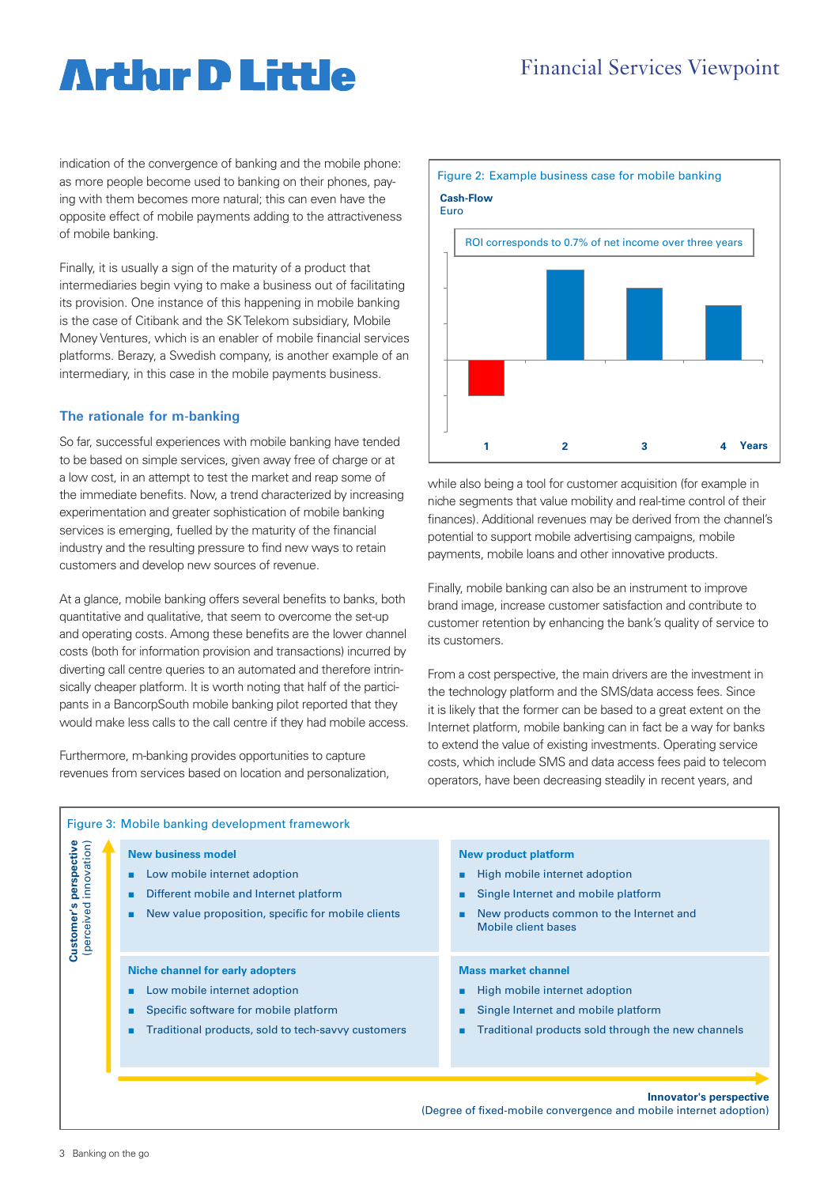indication of the convergence of banking and the mobile phone: as more people become used to banking on their phones, paying with them becomes more natural; this can even have the opposite effect of mobile payments adding to the attractiveness of mobile banking.

Finally, it is usually a sign of the maturity of a product that intermediaries begin vying to make a business out of facilitating its provision. One instance of this happening in mobile banking is the case of Citibank and the SK Telekom subsidiary, Mobile Money Ventures, which is an enabler of mobile financial services platforms. Berazy, a Swedish company, is another example of an intermediary, in this case in the mobile payments business.

### The rationale for m-banking

So far, successful experiences with mobile banking have tended to be based on simple services, given away free of charge or at a low cost, in an attempt to test the market and reap some of the immediate benefits. Now, a trend characterized by increasing experimentation and greater sophistication of mobile banking services is emerging, fuelled by the maturity of the financial industry and the resulting pressure to find new ways to retain customers and develop new sources of revenue.

At a glance, mobile banking offers several benefits to banks, both quantitative and qualitative, that seem to overcome the set-up and operating costs. Among these benefits are the lower channel costs (both for information provision and transactions) incurred by diverting call centre queries to an automated and therefore intrinsically cheaper platform. It is worth noting that half of the participants in a BancorpSouth mobile banking pilot reported that they would make less calls to the call centre if they had mobile access.

Furthermore, m-banking provides opportunities to capture revenues from services based on location and personalization, while also being a tool for customer acquisition (for example in niche segments that value mobility and real-time control of their finances). Additional revenues may be derived from the channel's potential to support mobile advertising campaigns, mobile payments, mobile loans and other innovative products.

Finally, mobile banking can also be an instrument to improve brand image, increase customer satisfaction and contribute to customer retention by enhancing the bank's quality of service to its customers.

From a cost perspective, the main drivers are the investment in the technology platform and the SMS/data access fees. Since it is likely that the former can be based to a great extent on the Internet platform, mobile banking can in fact be a way for banks to extend the value of existing investments. Operating service costs, which include SMS and data access fees paid to telecom operators, have been decreasing steadily in recent years, and

Figure 2: Example business case for mobile banking

**Cash-Flow**
Euro

ROI corresponds to 0.7% of net income over three years

Years: 1, 2, 3, 4

Figure 3: Mobile banking development framework

| **Customer's perspective** (perceived innovation) ↑ | | |
|---|---|---|
| | **New business model**<br>■ Low mobile internet adoption<br>■ Different mobile and Internet platform<br>■ New value proposition, specific for mobile clients | **New product platform**<br>■ High mobile internet adoption<br>■ Single Internet and mobile platform<br>■ New products common to the Internet and Mobile client bases |
| | **Niche channel for early adopters**<br>■ Low mobile internet adoption<br>■ Specific software for mobile platform<br>■ Traditional products, sold to tech-savvy customers | **Mass market channel**<br>■ High mobile internet adoption<br>■ Single Internet and mobile platform<br>■ Traditional products sold through the new channels |

**Innovator's perspective** →
(Degree of fixed-mobile convergence and mobile internet adoption)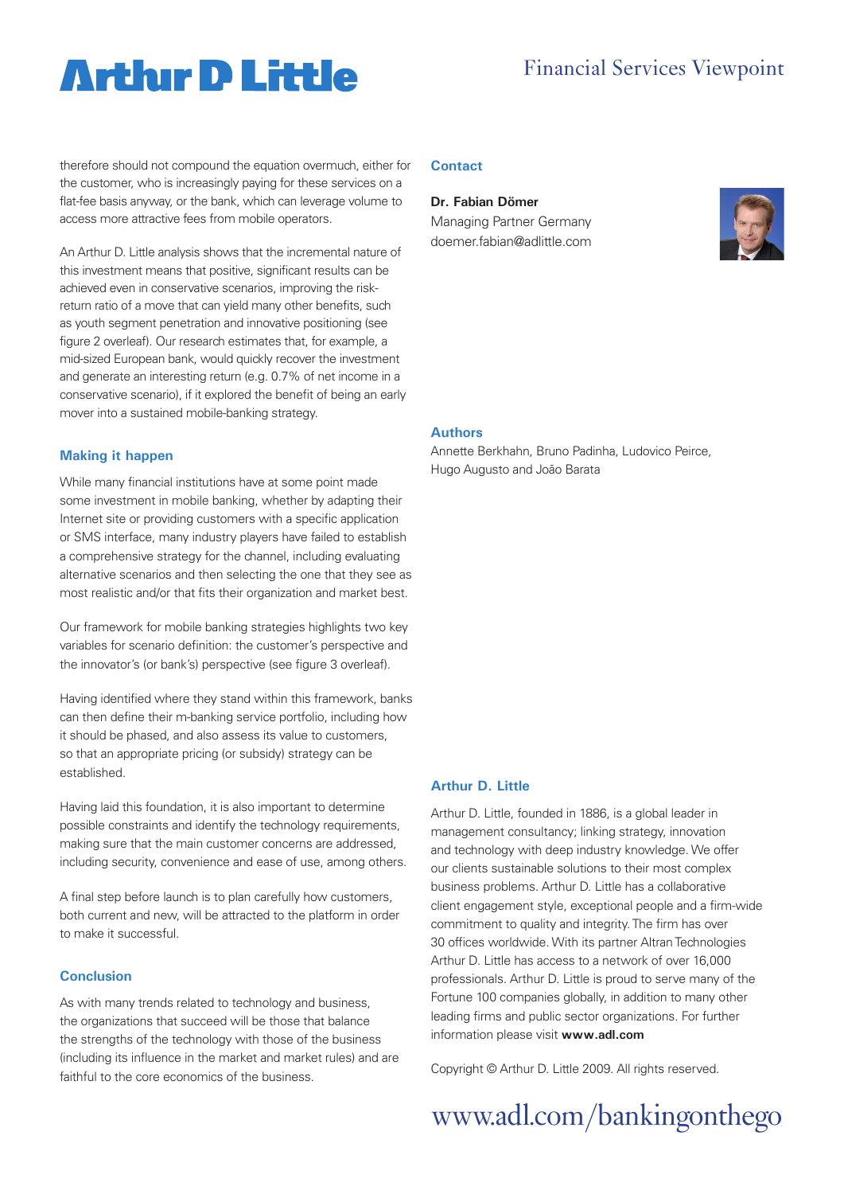therefore should not compound the equation overmuch, either for the customer, who is increasingly paying for these services on a flat-fee basis anyway, or the bank, which can leverage volume to access more attractive fees from mobile operators.

An Arthur D. Little analysis shows that the incremental nature of this investment means that positive, significant results can be achieved even in conservative scenarios, improving the risk-return ratio of a move that can yield many other benefits, such as youth segment penetration and innovative positioning (see figure 2 overleaf). Our research estimates that, for example, a mid-sized European bank, would quickly recover the investment and generate an interesting return (e.g. 0.7% of net income in a conservative scenario), if it explored the benefit of being an early mover into a sustained mobile-banking strategy.

### Making it happen

While many financial institutions have at some point made some investment in mobile banking, whether by adapting their Internet site or providing customers with a specific application or SMS interface, many industry players have failed to establish a comprehensive strategy for the channel, including evaluating alternative scenarios and then selecting the one that they see as most realistic and/or that fits their organization and market best.

Our framework for mobile banking strategies highlights two key variables for scenario definition: the customer's perspective and the innovator's (or bank's) perspective (see figure 3 overleaf).

Having identified where they stand within this framework, banks can then define their m-banking service portfolio, including how it should be phased, and also assess its value to customers, so that an appropriate pricing (or subsidy) strategy can be established.

Having laid this foundation, it is also important to determine possible constraints and identify the technology requirements, making sure that the main customer concerns are addressed, including security, convenience and ease of use, among others.

A final step before launch is to plan carefully how customers, both current and new, will be attracted to the platform in order to make it successful.

### Conclusion

As with many trends related to technology and business, the organizations that succeed will be those that balance the strengths of the technology with those of the business (including its influence in the market and market rules) and are faithful to the core economics of the business.

### Contact

**Dr. Fabian Dömer**
Managing Partner Germany
doemer.fabian@adlittle.com

### Authors

Annette Berkhahn, Bruno Padinha, Ludovico Peirce, Hugo Augusto and João Barata

### Arthur D. Little

Arthur D. Little, founded in 1886, is a global leader in management consultancy; linking strategy, innovation and technology with deep industry knowledge. We offer our clients sustainable solutions to their most complex business problems. Arthur D. Little has a collaborative client engagement style, exceptional people and a firm-wide commitment to quality and integrity. The firm has over 30 offices worldwide. With its partner Altran Technologies Arthur D. Little has access to a network of over 16,000 professionals. Arthur D. Little is proud to serve many of the Fortune 100 companies globally, in addition to many other leading firms and public sector organizations. For further information please visit **www.adl.com**

Copyright © Arthur D. Little 2009. All rights reserved.

www.adl.com/bankingonthego